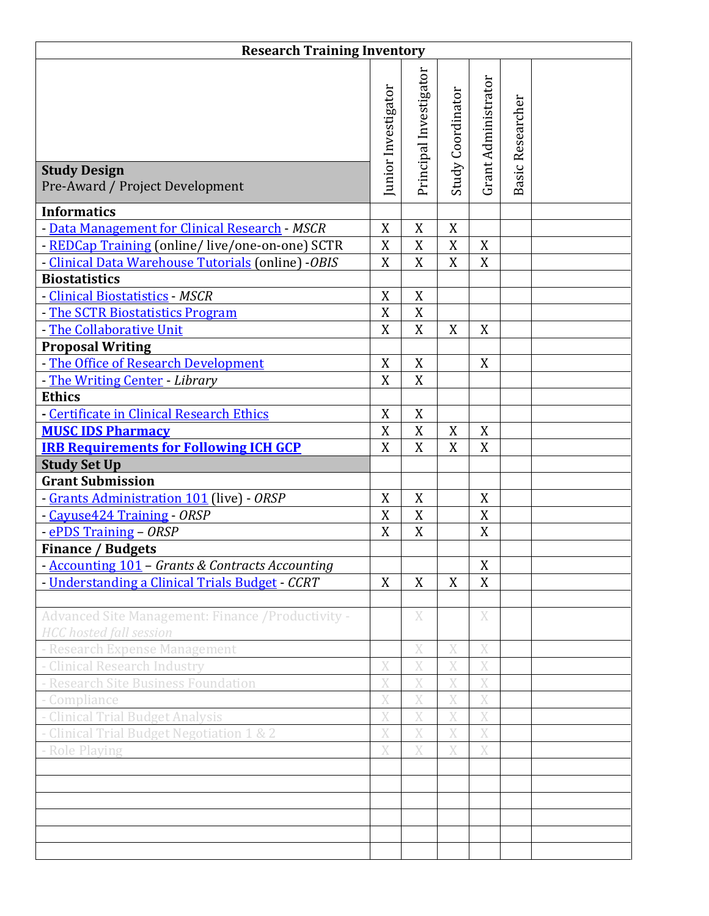| **Research Training Inventory** | | | | | | |
|---|---|---|---|---|---|---|
| **Study Design**<br>Pre-Award / Project Development | Junior Investigator | Principal Investigator | Study Coordinator | Grant Administrator | Basic Researcher | |
| **Informatics** | | | | | | |
| - Data Management for Clinical Research - *MSCR* | X | X | X | | | |
| - REDCap Training (online/ live/one-on-one) SCTR | X | X | X | X | | |
| - Clinical Data Warehouse Tutorials (online) -*OBIS* | X | X | X | X | | |
| **Biostatistics** | | | | | | |
| - Clinical Biostatistics - *MSCR* | X | X | | | | |
| - The SCTR Biostatistics Program | X | X | | | | |
| - The Collaborative Unit | X | X | X | X | | |
| **Proposal Writing** | | | | | | |
| - The Office of Research Development | X | X | | X | | |
| - The Writing Center - *Library* | X | X | | | | |
| **Ethics** | | | | | | |
| - Certificate in Clinical Research Ethics | X | X | | | | |
| **MUSC IDS Pharmacy** | X | X | X | X | | |
| **IRB Requirements for Following ICH GCP** | X | X | X | X | | |
| **Study Set Up** | | | | | | |
| **Grant Submission** | | | | | | |
| - Grants Administration 101 (live) - *ORSP* | X | X | | X | | |
| - Cayuse424 Training - *ORSP* | X | X | | X | | |
| - ePDS Training – *ORSP* | X | X | | X | | |
| **Finance / Budgets** | | | | | | |
| - Accounting 101 – *Grants & Contracts Accounting* | | | | X | | |
| - Understanding a Clinical Trials Budget - *CCRT* | X | X | X | X | | |
| | | | | | | |
| Advanced Site Management: Finance /Productivity - *HCC hosted fall session* | | X | | X | | |
| - Research Expense Management | | X | X | X | | |
| - Clinical Research Industry | X | X | X | X | | |
| - Research Site Business Foundation | X | X | X | X | | |
| - Compliance | X | X | X | X | | |
| - Clinical Trial Budget Analysis | X | X | X | X | | |
| - Clinical Trial Budget Negotiation 1 & 2 | X | X | X | X | | |
| - Role Playing | X | X | X | X | | |
| | | | | | | |
| | | | | | | |
| | | | | | | |
| | | | | | | |
| | | | | | | |
| | | | | | | |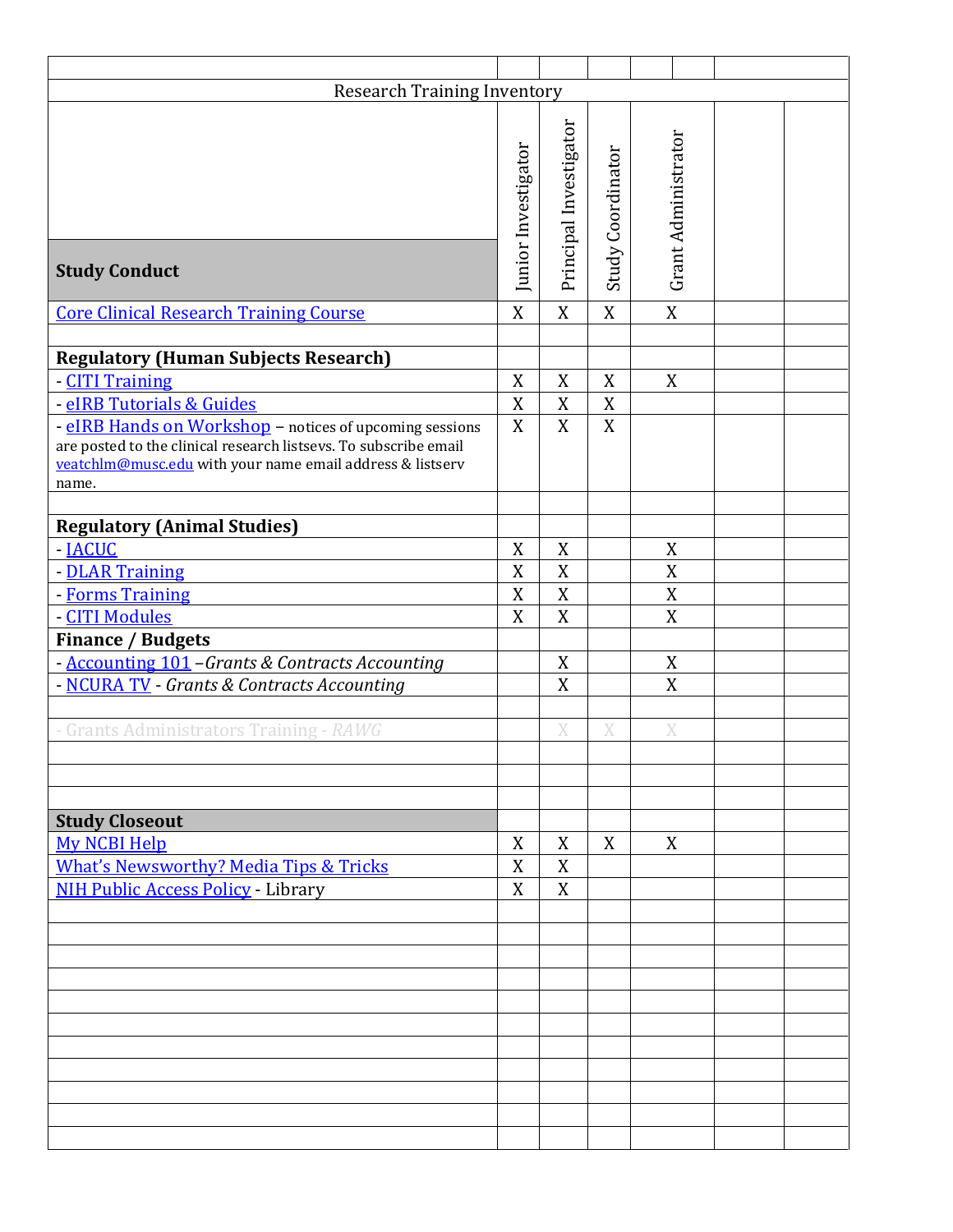| Research Training Inventory | | | | | | |
|---|---|---|---|---|---|---|
| **Study Conduct** | Junior Investigator | Principal Investigator | Study Coordinator | Grant Administrator | | |
| Core Clinical Research Training Course | X | X | X | X | | |
| | | | | | | |
| **Regulatory (Human Subjects Research)** | | | | | | |
| - CITI Training | X | X | X | X | | |
| - eIRB Tutorials & Guides | X | X | X | | | |
| - eIRB Hands on Workshop – notices of upcoming sessions are posted to the clinical research listsevs. To subscribe email veatchlm@musc.edu with your name email address & listserv name. | X | X | X | | | |
| | | | | | | |
| **Regulatory (Animal Studies)** | | | | | | |
| - IACUC | X | X | | X | | |
| - DLAR Training | X | X | | X | | |
| - Forms Training | X | X | | X | | |
| - CITI Modules | X | X | | X | | |
| **Finance / Budgets** | | | | | | |
| - Accounting 101 –*Grants & Contracts Accounting* | | X | | X | | |
| - NCURA TV - *Grants & Contracts Accounting* | | X | | X | | |
| | | | | | | |
| - Grants Administrators Training - *RAWG* | | X | X | X | | |
| | | | | | | |
| | | | | | | |
| | | | | | | |
| **Study Closeout** | | | | | | |
| My NCBI Help | X | X | X | X | | |
| What's Newsworthy? Media Tips & Tricks | X | X | | | | |
| NIH Public Access Policy - Library | X | X | | | | |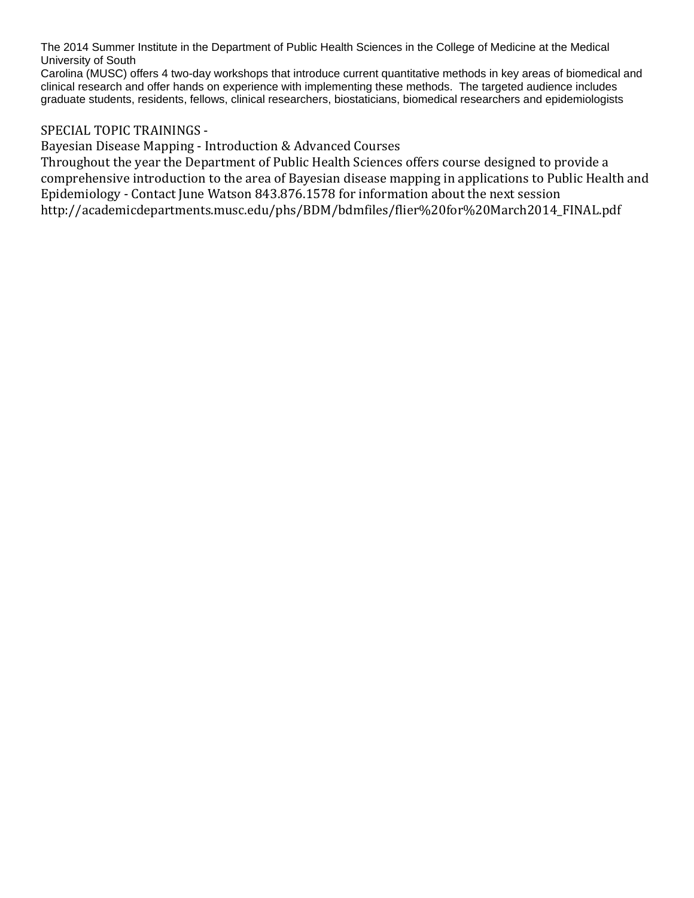The 2014 Summer Institute in the Department of Public Health Sciences in the College of Medicine at the Medical University of South Carolina (MUSC) offers 4 two-day workshops that introduce current quantitative methods in key areas of biomedical and clinical research and offer hands on experience with implementing these methods. The targeted audience includes graduate students, residents, fellows, clinical researchers, biostaticians, biomedical researchers and epidemiologists

SPECIAL TOPIC TRAININGS -

Bayesian Disease Mapping - Introduction & Advanced Courses

Throughout the year the Department of Public Health Sciences offers course designed to provide a comprehensive introduction to the area of Bayesian disease mapping in applications to Public Health and Epidemiology - Contact June Watson 843.876.1578 for information about the next session

http://academicdepartments.musc.edu/phs/BDM/bdmfiles/flier%20for%20March2014_FINAL.pdf